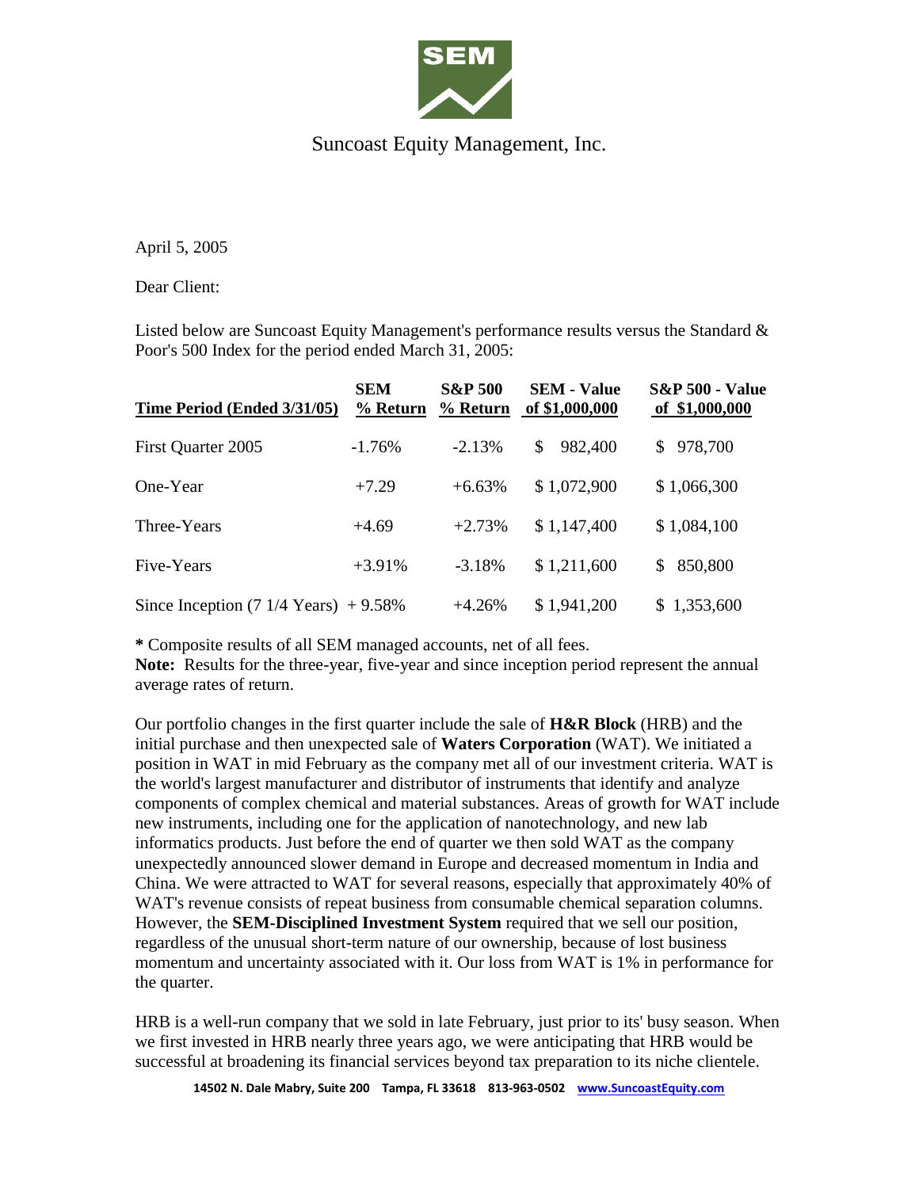# Suncoast Equity Management, Inc.

April 5, 2005

Dear Client:

Listed below are Suncoast Equity Management's performance results versus the Standard & Poor's 500 Index for the period ended March 31, 2005:

| Time Period (Ended 3/31/05) | SEM % Return | S&P 500 % Return | SEM - Value of $1,000,000 | S&P 500 - Value of $1,000,000 |
|---|---|---|---|---|
| First Quarter 2005 | -1.76% | -2.13% | $ 982,400 | $ 978,700 |
| One-Year | +7.29 | +6.63% | $ 1,072,900 | $ 1,066,300 |
| Three-Years | +4.69 | +2.73% | $ 1,147,400 | $ 1,084,100 |
| Five-Years | +3.91% | -3.18% | $ 1,211,600 | $ 850,800 |
| Since Inception (7 1/4 Years) | + 9.58% | +4.26% | $ 1,941,200 | $ 1,353,600 |

**\*** Composite results of all SEM managed accounts, net of all fees.
**Note:** Results for the three-year, five-year and since inception period represent the annual average rates of return.

Our portfolio changes in the first quarter include the sale of **H&R Block** (HRB) and the initial purchase and then unexpected sale of **Waters Corporation** (WAT). We initiated a position in WAT in mid February as the company met all of our investment criteria. WAT is the world's largest manufacturer and distributor of instruments that identify and analyze components of complex chemical and material substances. Areas of growth for WAT include new instruments, including one for the application of nanotechnology, and new lab informatics products. Just before the end of quarter we then sold WAT as the company unexpectedly announced slower demand in Europe and decreased momentum in India and China. We were attracted to WAT for several reasons, especially that approximately 40% of WAT's revenue consists of repeat business from consumable chemical separation columns. However, the **SEM-Disciplined Investment System** required that we sell our position, regardless of the unusual short-term nature of our ownership, because of lost business momentum and uncertainty associated with it. Our loss from WAT is 1% in performance for the quarter.

HRB is a well-run company that we sold in late February, just prior to its' busy season. When we first invested in HRB nearly three years ago, we were anticipating that HRB would be successful at broadening its financial services beyond tax preparation to its niche clientele.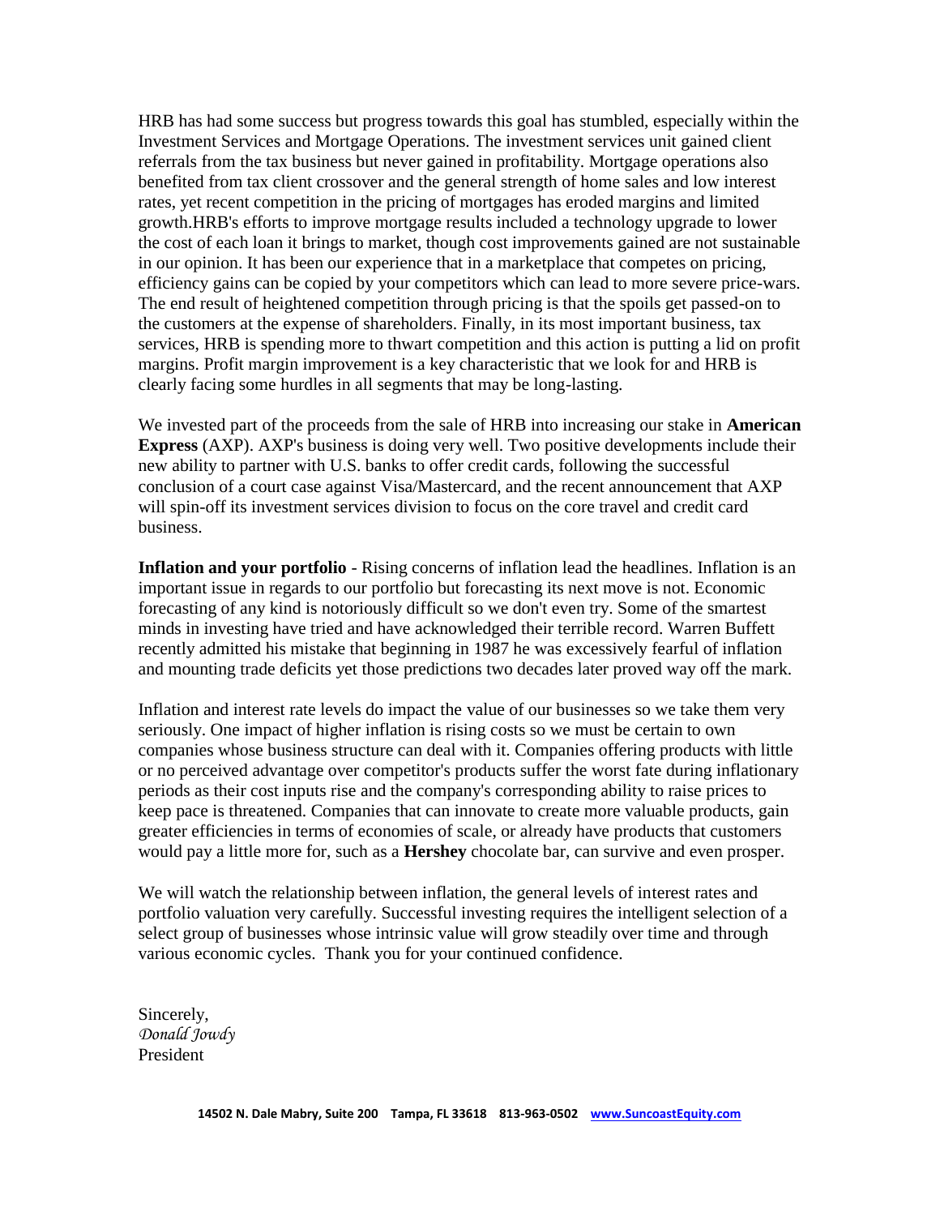HRB has had some success but progress towards this goal has stumbled, especially within the Investment Services and Mortgage Operations. The investment services unit gained client referrals from the tax business but never gained in profitability. Mortgage operations also benefited from tax client crossover and the general strength of home sales and low interest rates, yet recent competition in the pricing of mortgages has eroded margins and limited growth.HRB's efforts to improve mortgage results included a technology upgrade to lower the cost of each loan it brings to market, though cost improvements gained are not sustainable in our opinion. It has been our experience that in a marketplace that competes on pricing, efficiency gains can be copied by your competitors which can lead to more severe price-wars. The end result of heightened competition through pricing is that the spoils get passed-on to the customers at the expense of shareholders. Finally, in its most important business, tax services, HRB is spending more to thwart competition and this action is putting a lid on profit margins. Profit margin improvement is a key characteristic that we look for and HRB is clearly facing some hurdles in all segments that may be long-lasting.

We invested part of the proceeds from the sale of HRB into increasing our stake in **American Express** (AXP). AXP's business is doing very well. Two positive developments include their new ability to partner with U.S. banks to offer credit cards, following the successful conclusion of a court case against Visa/Mastercard, and the recent announcement that AXP will spin-off its investment services division to focus on the core travel and credit card business.

**Inflation and your portfolio** - Rising concerns of inflation lead the headlines. Inflation is an important issue in regards to our portfolio but forecasting its next move is not. Economic forecasting of any kind is notoriously difficult so we don't even try. Some of the smartest minds in investing have tried and have acknowledged their terrible record. Warren Buffett recently admitted his mistake that beginning in 1987 he was excessively fearful of inflation and mounting trade deficits yet those predictions two decades later proved way off the mark.

Inflation and interest rate levels do impact the value of our businesses so we take them very seriously. One impact of higher inflation is rising costs so we must be certain to own companies whose business structure can deal with it. Companies offering products with little or no perceived advantage over competitor's products suffer the worst fate during inflationary periods as their cost inputs rise and the company's corresponding ability to raise prices to keep pace is threatened. Companies that can innovate to create more valuable products, gain greater efficiencies in terms of economies of scale, or already have products that customers would pay a little more for, such as a **Hershey** chocolate bar, can survive and even prosper.

We will watch the relationship between inflation, the general levels of interest rates and portfolio valuation very carefully. Successful investing requires the intelligent selection of a select group of businesses whose intrinsic value will grow steadily over time and through various economic cycles. Thank you for your continued confidence.

Sincerely,
*Donald Jowdy*
President

**14502 N. Dale Mabry, Suite 200 Tampa, FL 33618 813-963-0502 www.SuncoastEquity.com**